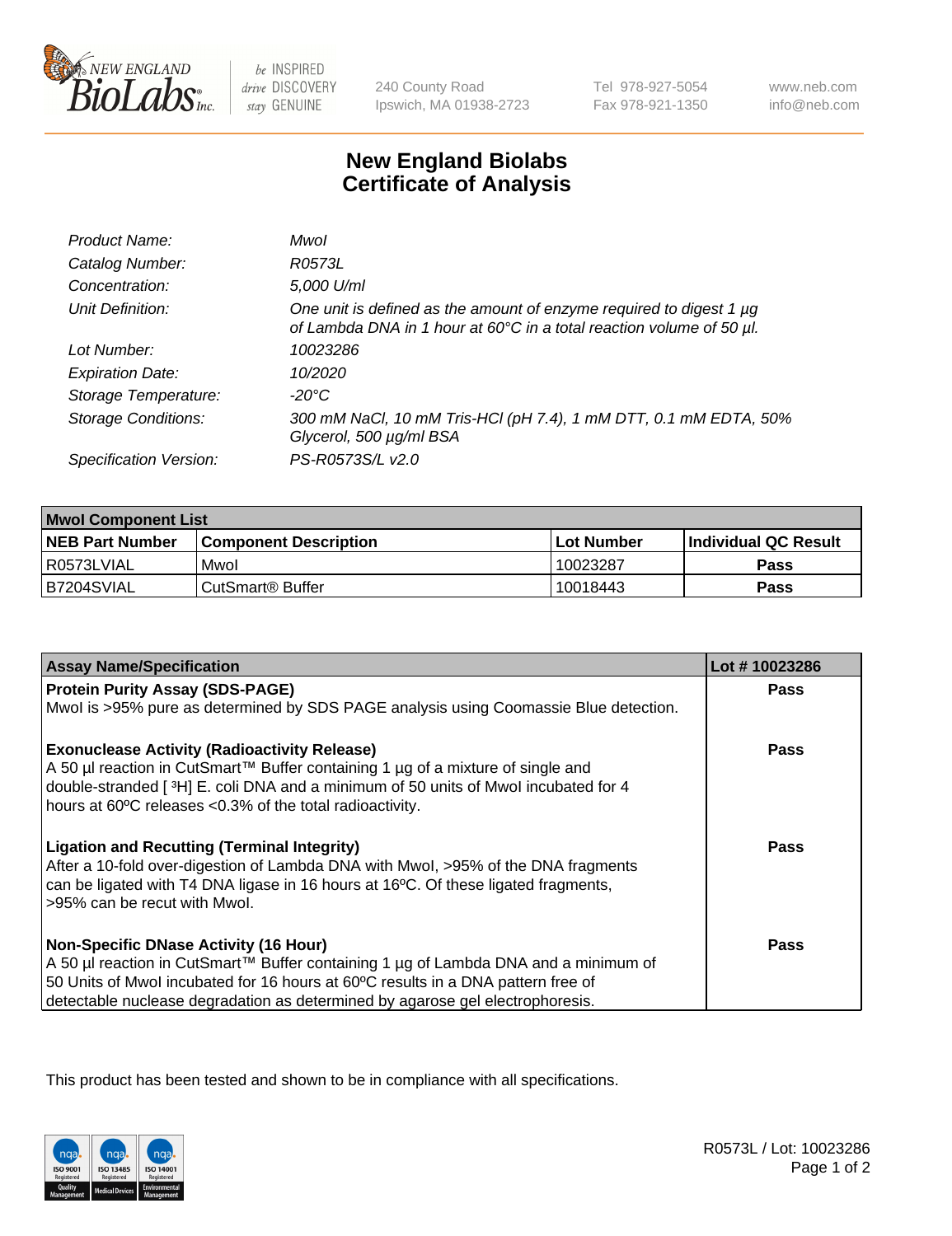New England Biolabs Inc. — be INSPIRED drive DISCOVERY stay GENUINE

240 County Road
Ipswich, MA 01938-2723

Tel 978-927-5054
Fax 978-921-1350

www.neb.com
info@neb.com

# New England Biolabs
# Certificate of Analysis

| | |
|---|---|
| *Product Name:* | *MwoI* |
| *Catalog Number:* | *R0573L* |
| *Concentration:* | *5,000 U/ml* |
| *Unit Definition:* | *One unit is defined as the amount of enzyme required to digest 1 µg of Lambda DNA in 1 hour at 60°C in a total reaction volume of 50 µl.* |
| *Lot Number:* | *10023286* |
| *Expiration Date:* | *10/2020* |
| *Storage Temperature:* | *-20°C* |
| *Storage Conditions:* | *300 mM NaCl, 10 mM Tris-HCl (pH 7.4), 1 mM DTT, 0.1 mM EDTA, 50% Glycerol, 500 µg/ml BSA* |
| *Specification Version:* | *PS-R0573S/L v2.0* |

| **MwoI Component List** | | | |
|---|---|---|---|
| **NEB Part Number** | **Component Description** | **Lot Number** | **Individual QC Result** |
| R0573LVIAL | MwoI | 10023287 | **Pass** |
| B7204SVIAL | CutSmart® Buffer | 10018443 | **Pass** |

| **Assay Name/Specification** | **Lot # 10023286** |
|---|---|
| **Protein Purity Assay (SDS-PAGE)**<br>MwoI is >95% pure as determined by SDS PAGE analysis using Coomassie Blue detection. | **Pass** |
| **Exonuclease Activity (Radioactivity Release)**<br>A 50 µl reaction in CutSmart™ Buffer containing 1 µg of a mixture of single and double-stranded [ $^{3}$H] E. coli DNA and a minimum of 50 units of MwoI incubated for 4 hours at 60ºC releases <0.3% of the total radioactivity. | **Pass** |
| **Ligation and Recutting (Terminal Integrity)**<br>After a 10-fold over-digestion of Lambda DNA with MwoI, >95% of the DNA fragments can be ligated with T4 DNA ligase in 16 hours at 16ºC. Of these ligated fragments, >95% can be recut with MwoI. | **Pass** |
| **Non-Specific DNase Activity (16 Hour)**<br>A 50 µl reaction in CutSmart™ Buffer containing 1 µg of Lambda DNA and a minimum of 50 Units of MwoI incubated for 16 hours at 60ºC results in a DNA pattern free of detectable nuclease degradation as determined by agarose gel electrophoresis. | **Pass** |

This product has been tested and shown to be in compliance with all specifications.

R0573L / Lot: 10023286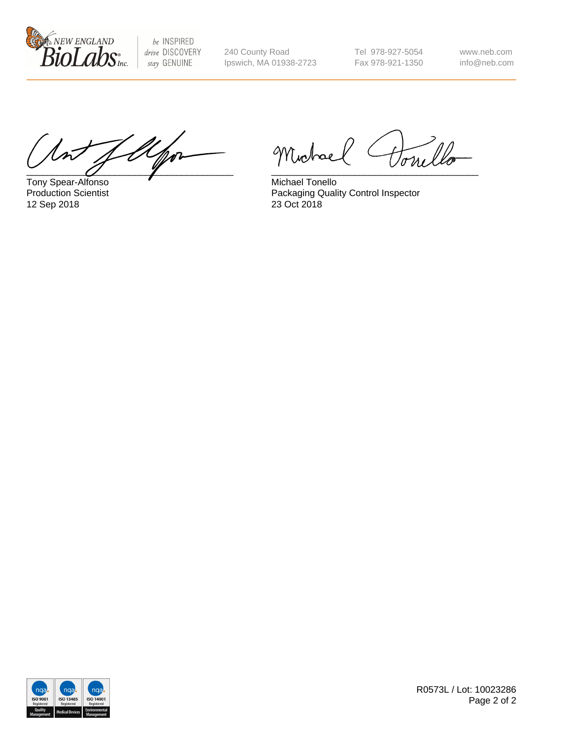Tony Spear-Alfonso
Production Scientist
12 Sep 2018

Michael Tonello
Packaging Quality Control Inspector
23 Oct 2018

R0573L / Lot: 10023286